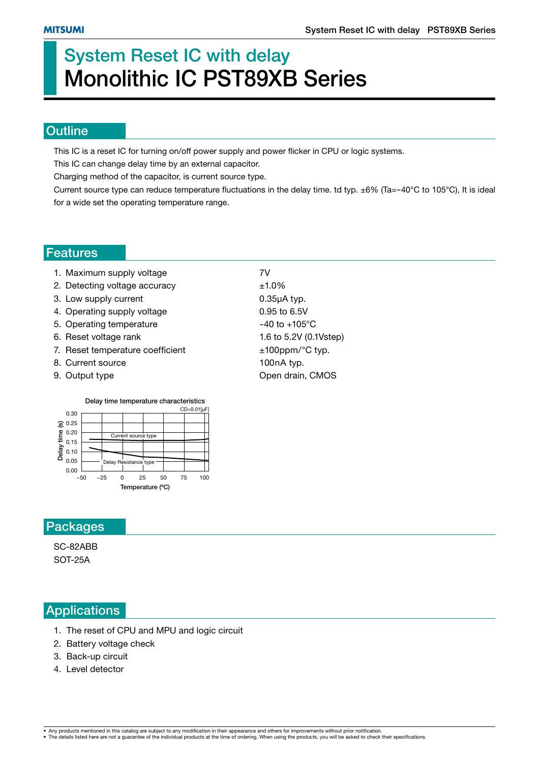# System Reset IC with delay
# Monolithic IC PST89XB Series

## Outline

This IC is a reset IC for turning on/off power supply and power flicker in CPU or logic systems.

This IC can change delay time by an external capacitor.

Charging method of the capacitor, is current source type.

Current source type can reduce temperature fluctuations in the delay time. td typ. ±6% (Ta=−40°C to 105°C), It is ideal for a wide set the operating temperature range.

## Features

| | |
|---|---|
| 1. Maximum supply voltage | 7V |
| 2. Detecting voltage accuracy | ±1.0% |
| 3. Low supply current | 0.35μA typ. |
| 4. Operating supply voltage | 0.95 to 6.5V |
| 5. Operating temperature | −40 to +105°C |
| 6. Reset voltage rank | 1.6 to 5.2V (0.1Vstep) |
| 7. Reset temperature coefficient | ±100ppm/°C typ. |
| 8. Current source | 100nA typ. |
| 9. Output type | Open drain, CMOS |

Delay time temperature characteristics

CD=0.01[μF]

Current source type

Delay Resistance type

Delay time (s)

Temperature (ºC)

## Packages

SC-82ABB

SOT-25A

## Applications

1. The reset of CPU and MPU and logic circuit
2. Battery voltage check
3. Back-up circuit
4. Level detector

- Any products mentioned in this catalog are subject to any modification in their appearance and others for improvements without prior notification.
- The details listed here are not a guarantee of the individual products at the time of ordering. When using the products, you will be asked to check their specifications.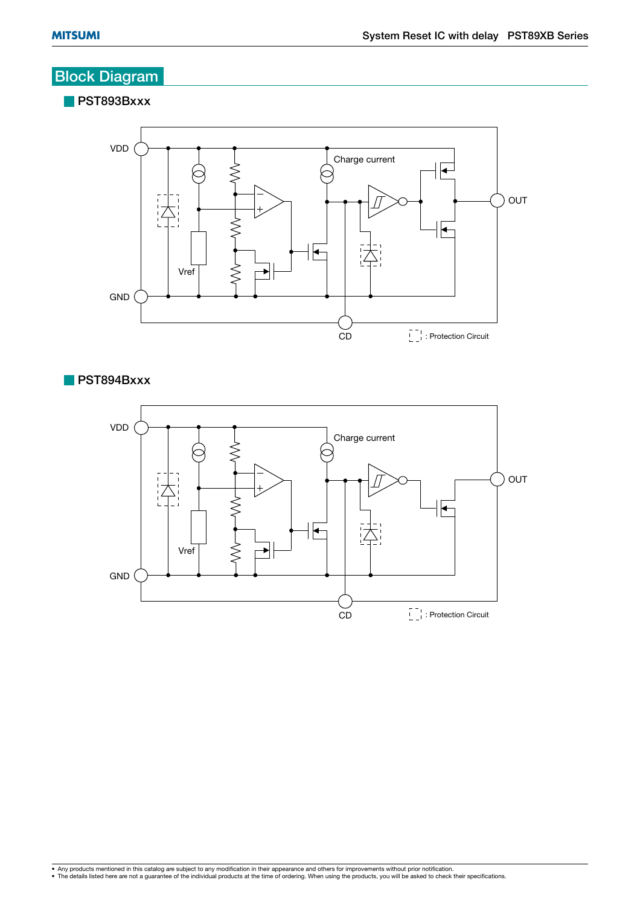# Block Diagram

## PST893Bxxx

VDD

Charge current

OUT

Vref

GND

CD

[ ] : Protection Circuit

## PST894Bxxx

VDD

Charge current

OUT

Vref

GND

CD

[ ] : Protection Circuit

- Any products mentioned in this catalog are subject to any modification in their appearance and others for improvements without prior notification.
- The details listed here are not a guarantee of the individual products at the time of ordering. When using the products, you will be asked to check their specifications.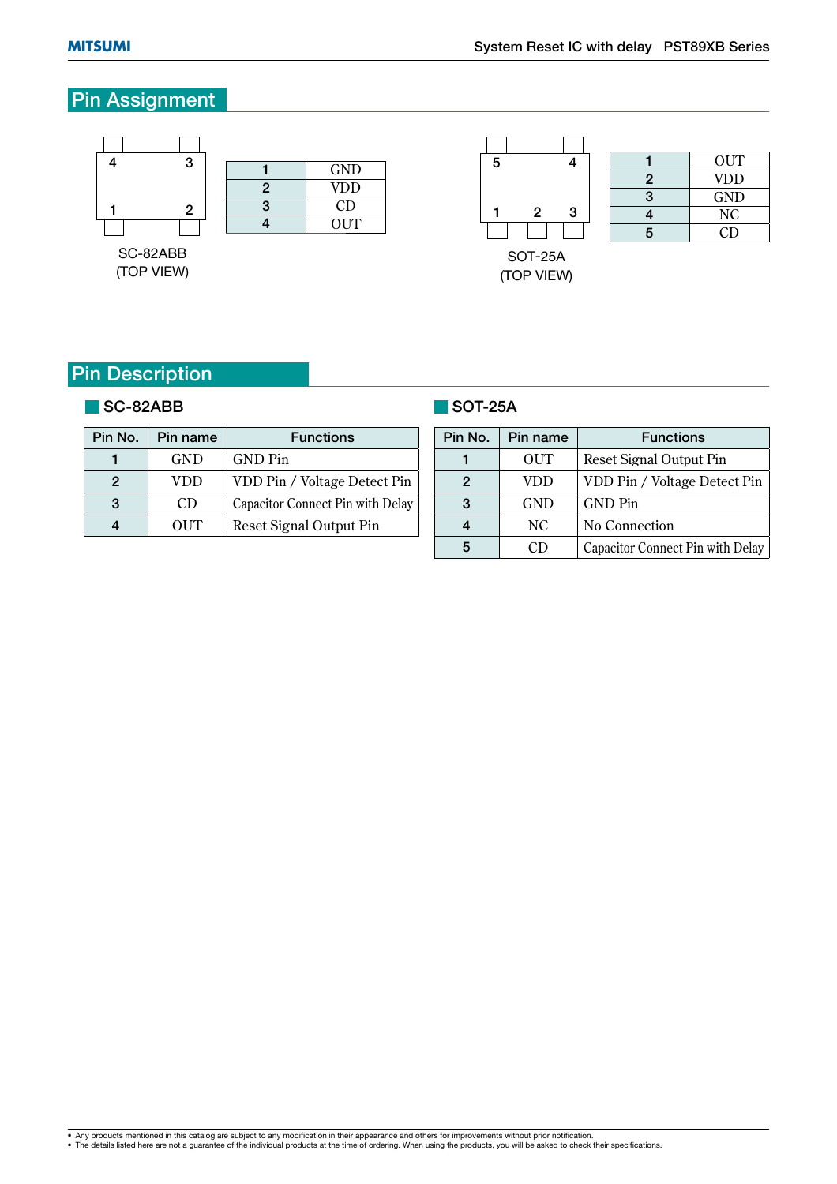## Pin Assignment

SC-82ABB
(TOP VIEW)

| | |
|---|---|
| 1 | GND |
| 2 | VDD |
| 3 | CD |
| 4 | OUT |

SOT-25A
(TOP VIEW)

| | |
|---|---|
| 1 | OUT |
| 2 | VDD |
| 3 | GND |
| 4 | NC |
| 5 | CD |

## Pin Description

### SC-82ABB

| Pin No. | Pin name | Functions |
|---|---|---|
| 1 | GND | GND Pin |
| 2 | VDD | VDD Pin / Voltage Detect Pin |
| 3 | CD | Capacitor Connect Pin with Delay |
| 4 | OUT | Reset Signal Output Pin |

### SOT-25A

| Pin No. | Pin name | Functions |
|---|---|---|
| 1 | OUT | Reset Signal Output Pin |
| 2 | VDD | VDD Pin / Voltage Detect Pin |
| 3 | GND | GND Pin |
| 4 | NC | No Connection |
| 5 | CD | Capacitor Connect Pin with Delay |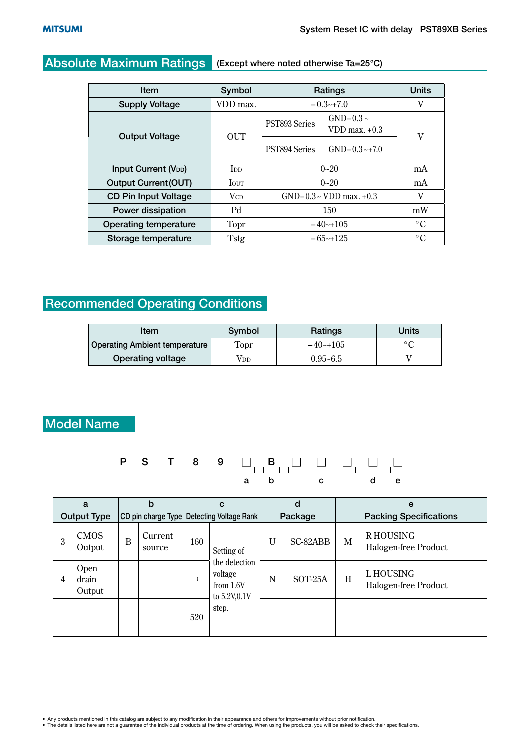## Absolute Maximum Ratings

(Except where noted otherwise Ta=25°C)

| Item | Symbol | Ratings | | Units |
|---|---|---|---|---|
| Supply Voltage | VDD max. | −0.3~+7.0 | | V |
| Output Voltage | OUT | PST893 Series | GND−0.3 ~ VDD max. +0.3 | V |
| | | PST894 Series | GND−0.3~+7.0 | |
| Input Current ($V_{DD}$) | $I_{DD}$ | 0~20 | | mA |
| Output Current (OUT) | $I_{OUT}$ | 0~20 | | mA |
| CD Pin Input Voltage | $V_{CD}$ | GND−0.3 ~ VDD max. +0.3 | | V |
| Power dissipation | Pd | 150 | | mW |
| Operating temperature | Topr | −40~+105 | | °C |
| Storage temperature | Tstg | −65~+125 | | °C |

## Recommended Operating Conditions

| Item | Symbol | Ratings | Units |
|---|---|---|---|
| Operating Ambient temperature | Topr | −40~+105 | °C |
| Operating voltage | $V_{DD}$ | 0.95~6.5 | V |

## Model Name

P S T 8 9 □ B □ □ □ □ □

a: first □, b: B, c: next three □, d: next □, e: last □

| a | | b | | c | | d | | e | |
|---|---|---|---|---|---|---|---|---|---|
| Output Type | | CD pin charge Type | | Detecting Voltage Rank | | Package | | Packing Specifications | |
| 3 | CMOS Output | B | Current source | 160 | Setting of the detection voltage from 1.6V to 5.2V,0.1V step. | U | SC-82ABB | M | R HOUSING Halogen-free Product |
| 4 | Open drain Output | | | ~ | | N | SOT-25A | H | L HOUSING Halogen-free Product |
| | | | | 520 | | | | | |

- Any products mentioned in this catalog are subject to any modification in their appearance and others for improvements without prior notification.
- The details listed here are not a guarantee of the individual products at the time of ordering. When using the products, you will be asked to check their specifications.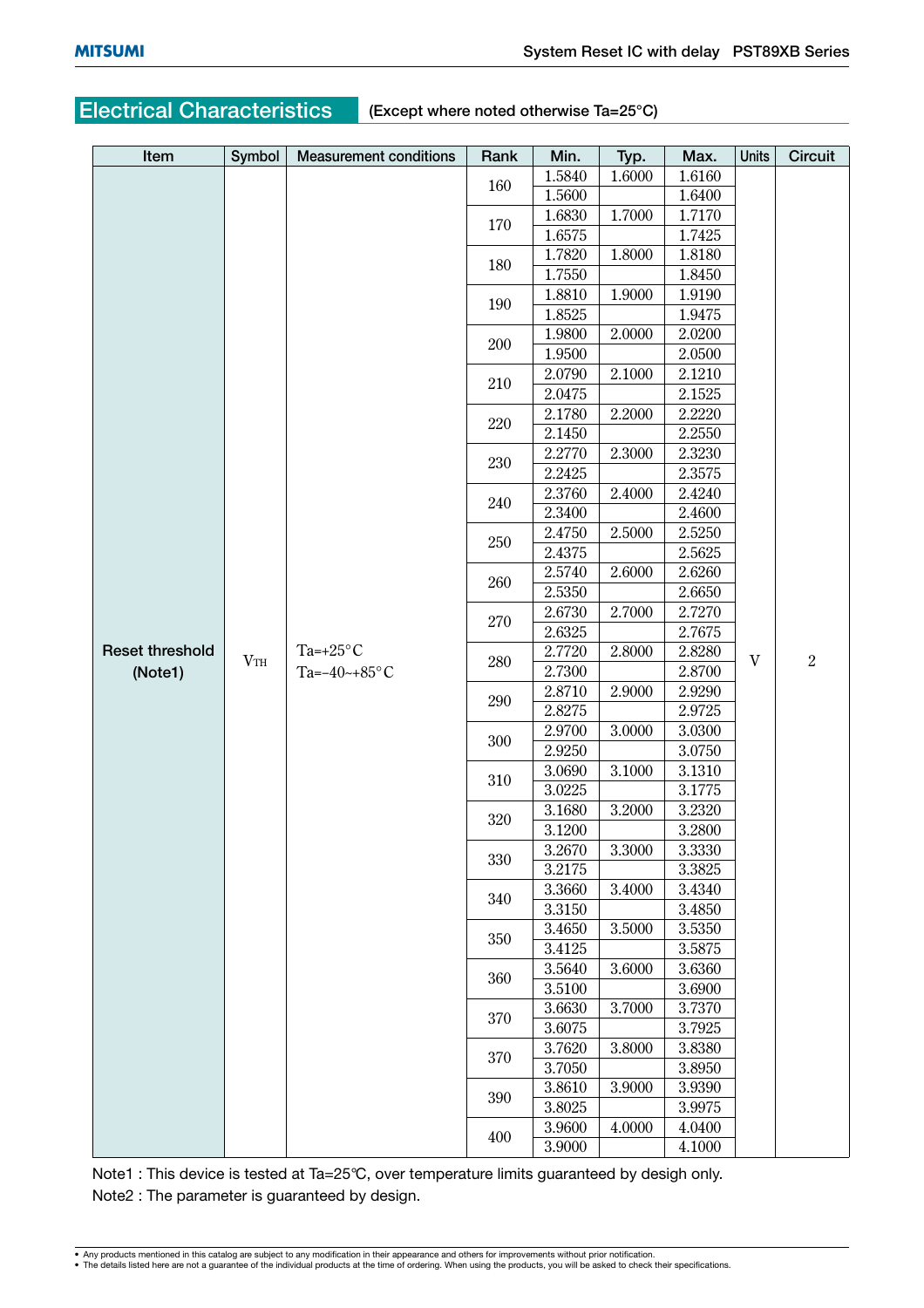## Electrical Characteristics

(Except where noted otherwise Ta=25°C)

| Item | Symbol | Measurement conditions | Rank | Min. | Typ. | Max. | Units | Circuit |
|---|---|---|---|---|---|---|---|---|
| Reset threshold (Note1) | $V_{TH}$ | Ta=+25°C<br>Ta=−40~+85°C | 160 | 1.5840 | 1.6000 | 1.6160 | V | 2 |
| | | | | 1.5600 | | 1.6400 | | |
| | | | 170 | 1.6830 | 1.7000 | 1.7170 | | |
| | | | | 1.6575 | | 1.7425 | | |
| | | | 180 | 1.7820 | 1.8000 | 1.8180 | | |
| | | | | 1.7550 | | 1.8450 | | |
| | | | 190 | 1.8810 | 1.9000 | 1.9190 | | |
| | | | | 1.8525 | | 1.9475 | | |
| | | | 200 | 1.9800 | 2.0000 | 2.0200 | | |
| | | | | 1.9500 | | 2.0500 | | |
| | | | 210 | 2.0790 | 2.1000 | 2.1210 | | |
| | | | | 2.0475 | | 2.1525 | | |
| | | | 220 | 2.1780 | 2.2000 | 2.2220 | | |
| | | | | 2.1450 | | 2.2550 | | |
| | | | 230 | 2.2770 | 2.3000 | 2.3230 | | |
| | | | | 2.2425 | | 2.3575 | | |
| | | | 240 | 2.3760 | 2.4000 | 2.4240 | | |
| | | | | 2.3400 | | 2.4600 | | |
| | | | 250 | 2.4750 | 2.5000 | 2.5250 | | |
| | | | | 2.4375 | | 2.5625 | | |
| | | | 260 | 2.5740 | 2.6000 | 2.6260 | | |
| | | | | 2.5350 | | 2.6650 | | |
| | | | 270 | 2.6730 | 2.7000 | 2.7270 | | |
| | | | | 2.6325 | | 2.7675 | | |
| | | | 280 | 2.7720 | 2.8000 | 2.8280 | | |
| | | | | 2.7300 | | 2.8700 | | |
| | | | 290 | 2.8710 | 2.9000 | 2.9290 | | |
| | | | | 2.8275 | | 2.9725 | | |
| | | | 300 | 2.9700 | 3.0000 | 3.0300 | | |
| | | | | 2.9250 | | 3.0750 | | |
| | | | 310 | 3.0690 | 3.1000 | 3.1310 | | |
| | | | | 3.0225 | | 3.1775 | | |
| | | | 320 | 3.1680 | 3.2000 | 3.2320 | | |
| | | | | 3.1200 | | 3.2800 | | |
| | | | 330 | 3.2670 | 3.3000 | 3.3330 | | |
| | | | | 3.2175 | | 3.3825 | | |
| | | | 340 | 3.3660 | 3.4000 | 3.4340 | | |
| | | | | 3.3150 | | 3.4850 | | |
| | | | 350 | 3.4650 | 3.5000 | 3.5350 | | |
| | | | | 3.4125 | | 3.5875 | | |
| | | | 360 | 3.5640 | 3.6000 | 3.6360 | | |
| | | | | 3.5100 | | 3.6900 | | |
| | | | 370 | 3.6630 | 3.7000 | 3.7370 | | |
| | | | | 3.6075 | | 3.7925 | | |
| | | | 370 | 3.7620 | 3.8000 | 3.8380 | | |
| | | | | 3.7050 | | 3.8950 | | |
| | | | 390 | 3.8610 | 3.9000 | 3.9390 | | |
| | | | | 3.8025 | | 3.9975 | | |
| | | | 400 | 3.9600 | 4.0000 | 4.0400 | | |
| | | | | 3.9000 | | 4.1000 | | |

Note1 : This device is tested at Ta=25℃, over temperature limits guaranteed by desigh only.
Note2 : The parameter is guaranteed by design.

- Any products mentioned in this catalog are subject to any modification in their appearance and others for improvements without prior notification.
- The details listed here are not a guarantee of the individual products at the time of ordering. When using the products, you will be asked to check their specifications.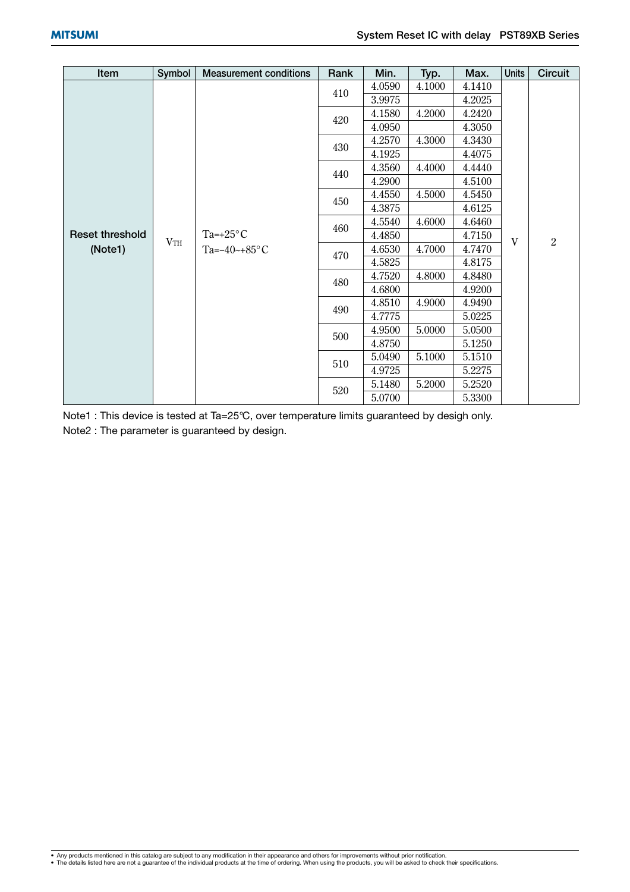| Item | Symbol | Measurement conditions | Rank | Min. | Typ. | Max. | Units | Circuit |
|---|---|---|---|---|---|---|---|---|
| Reset threshold (Note1) | $V_{TH}$ | Ta=+25°C<br>Ta=−40~+85°C | 410 | 4.0590 | 4.1000 | 4.1410 | V | 2 |
| | | | | 3.9975 | | 4.2025 | | |
| | | | 420 | 4.1580 | 4.2000 | 4.2420 | | |
| | | | | 4.0950 | | 4.3050 | | |
| | | | 430 | 4.2570 | 4.3000 | 4.3430 | | |
| | | | | 4.1925 | | 4.4075 | | |
| | | | 440 | 4.3560 | 4.4000 | 4.4440 | | |
| | | | | 4.2900 | | 4.5100 | | |
| | | | 450 | 4.4550 | 4.5000 | 4.5450 | | |
| | | | | 4.3875 | | 4.6125 | | |
| | | | 460 | 4.5540 | 4.6000 | 4.6460 | | |
| | | | | 4.4850 | | 4.7150 | | |
| | | | 470 | 4.6530 | 4.7000 | 4.7470 | | |
| | | | | 4.5825 | | 4.8175 | | |
| | | | 480 | 4.7520 | 4.8000 | 4.8480 | | |
| | | | | 4.6800 | | 4.9200 | | |
| | | | 490 | 4.8510 | 4.9000 | 4.9490 | | |
| | | | | 4.7775 | | 5.0225 | | |
| | | | 500 | 4.9500 | 5.0000 | 5.0500 | | |
| | | | | 4.8750 | | 5.1250 | | |
| | | | 510 | 5.0490 | 5.1000 | 5.1510 | | |
| | | | | 4.9725 | | 5.2275 | | |
| | | | 520 | 5.1480 | 5.2000 | 5.2520 | | |
| | | | | 5.0700 | | 5.3300 | | |

Note1 : This device is tested at Ta=25℃, over temperature limits guaranteed by desigh only.

Note2 : The parameter is guaranteed by design.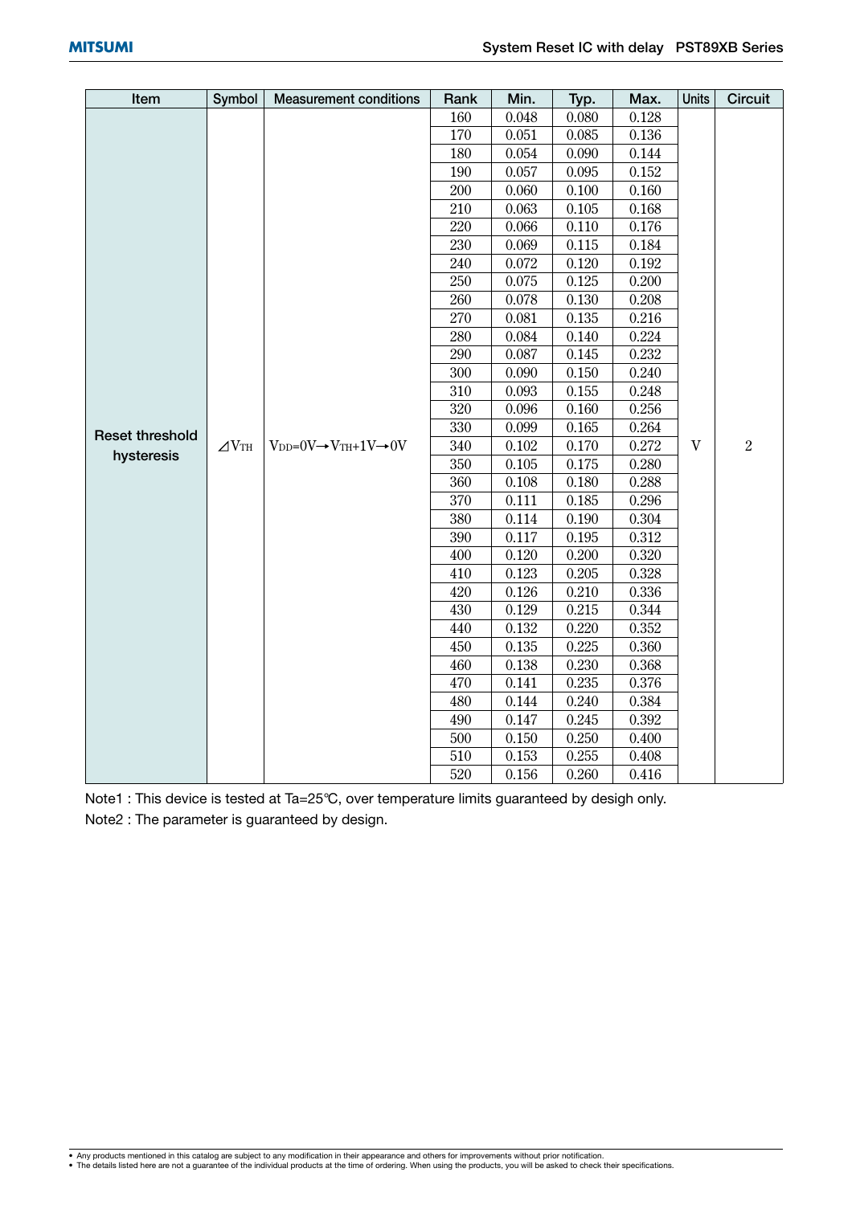| Item | Symbol | Measurement conditions | Rank | Min. | Typ. | Max. | Units | Circuit |
|---|---|---|---|---|---|---|---|---|
| Reset threshold hysteresis | $\Delta V_{TH}$ | $V_{DD}$=0V→$V_{TH}$+1V→0V | 160 | 0.048 | 0.080 | 0.128 | V | 2 |
| | | | 170 | 0.051 | 0.085 | 0.136 | | |
| | | | 180 | 0.054 | 0.090 | 0.144 | | |
| | | | 190 | 0.057 | 0.095 | 0.152 | | |
| | | | 200 | 0.060 | 0.100 | 0.160 | | |
| | | | 210 | 0.063 | 0.105 | 0.168 | | |
| | | | 220 | 0.066 | 0.110 | 0.176 | | |
| | | | 230 | 0.069 | 0.115 | 0.184 | | |
| | | | 240 | 0.072 | 0.120 | 0.192 | | |
| | | | 250 | 0.075 | 0.125 | 0.200 | | |
| | | | 260 | 0.078 | 0.130 | 0.208 | | |
| | | | 270 | 0.081 | 0.135 | 0.216 | | |
| | | | 280 | 0.084 | 0.140 | 0.224 | | |
| | | | 290 | 0.087 | 0.145 | 0.232 | | |
| | | | 300 | 0.090 | 0.150 | 0.240 | | |
| | | | 310 | 0.093 | 0.155 | 0.248 | | |
| | | | 320 | 0.096 | 0.160 | 0.256 | | |
| | | | 330 | 0.099 | 0.165 | 0.264 | | |
| | | | 340 | 0.102 | 0.170 | 0.272 | | |
| | | | 350 | 0.105 | 0.175 | 0.280 | | |
| | | | 360 | 0.108 | 0.180 | 0.288 | | |
| | | | 370 | 0.111 | 0.185 | 0.296 | | |
| | | | 380 | 0.114 | 0.190 | 0.304 | | |
| | | | 390 | 0.117 | 0.195 | 0.312 | | |
| | | | 400 | 0.120 | 0.200 | 0.320 | | |
| | | | 410 | 0.123 | 0.205 | 0.328 | | |
| | | | 420 | 0.126 | 0.210 | 0.336 | | |
| | | | 430 | 0.129 | 0.215 | 0.344 | | |
| | | | 440 | 0.132 | 0.220 | 0.352 | | |
| | | | 450 | 0.135 | 0.225 | 0.360 | | |
| | | | 460 | 0.138 | 0.230 | 0.368 | | |
| | | | 470 | 0.141 | 0.235 | 0.376 | | |
| | | | 480 | 0.144 | 0.240 | 0.384 | | |
| | | | 490 | 0.147 | 0.245 | 0.392 | | |
| | | | 500 | 0.150 | 0.250 | 0.400 | | |
| | | | 510 | 0.153 | 0.255 | 0.408 | | |
| | | | 520 | 0.156 | 0.260 | 0.416 | | |

Note1 : This device is tested at Ta=25℃, over temperature limits guaranteed by desigh only.

Note2 : The parameter is guaranteed by design.

- Any products mentioned in this catalog are subject to any modification in their appearance and others for improvements without prior notification.
- The details listed here are not a guarantee of the individual products at the time of ordering. When using the products, you will be asked to check their specifications.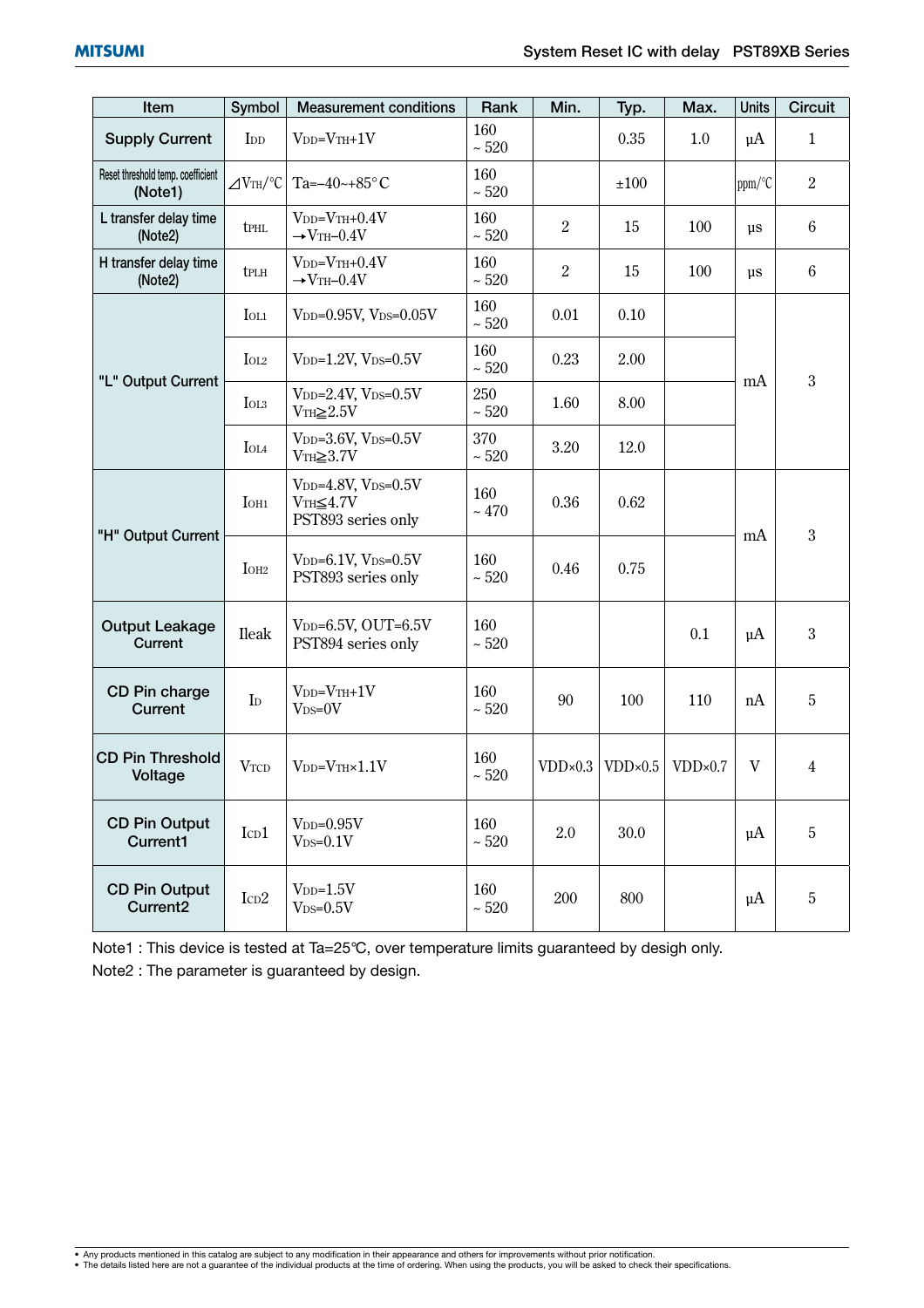| Item | Symbol | Measurement conditions | Rank | Min. | Typ. | Max. | Units | Circuit |
|---|---|---|---|---|---|---|---|---|
| Supply Current | $I_{DD}$ | $V_{DD}=V_{TH}+1V$ | 160 ~ 520 | | 0.35 | 1.0 | μA | 1 |
| Reset threshold temp. coefficient (Note1) | $\Delta V_{TH}/°C$ | Ta=−40~+85°C | 160 ~ 520 | | ±100 | | ppm/°C | 2 |
| L transfer delay time (Note2) | $t_{PHL}$ | $V_{DD}=V_{TH}+0.4V$ → $V_{TH}-0.4V$ | 160 ~ 520 | 2 | 15 | 100 | μs | 6 |
| H transfer delay time (Note2) | $t_{PLH}$ | $V_{DD}=V_{TH}+0.4V$ → $V_{TH}-0.4V$ | 160 ~ 520 | 2 | 15 | 100 | μs | 6 |
| "L" Output Current | $I_{OL1}$ | $V_{DD}=0.95V$, $V_{DS}=0.05V$ | 160 ~ 520 | 0.01 | 0.10 | | mA | 3 |
| | $I_{OL2}$ | $V_{DD}=1.2V$, $V_{DS}=0.5V$ | 160 ~ 520 | 0.23 | 2.00 | | | |
| | $I_{OL3}$ | $V_{DD}=2.4V$, $V_{DS}=0.5V$ $V_{TH}\geqq 2.5V$ | 250 ~ 520 | 1.60 | 8.00 | | | |
| | $I_{OL4}$ | $V_{DD}=3.6V$, $V_{DS}=0.5V$ $V_{TH}\geqq 3.7V$ | 370 ~ 520 | 3.20 | 12.0 | | | |
| "H" Output Current | $I_{OH1}$ | $V_{DD}=4.8V$, $V_{DS}=0.5V$ $V_{TH}\leqq 4.7V$ PST893 series only | 160 ~ 470 | 0.36 | 0.62 | | mA | 3 |
| | $I_{OH2}$ | $V_{DD}=6.1V$, $V_{DS}=0.5V$ PST893 series only | 160 ~ 520 | 0.46 | 0.75 | | | |
| Output Leakage Current | Ileak | $V_{DD}=6.5V$, OUT=6.5V PST894 series only | 160 ~ 520 | | | 0.1 | μA | 3 |
| CD Pin charge Current | $I_D$ | $V_{DD}=V_{TH}+1V$ $V_{DS}=0V$ | 160 ~ 520 | 90 | 100 | 110 | nA | 5 |
| CD Pin Threshold Voltage | $V_{TCD}$ | $V_{DD}=V_{TH}\times 1.1V$ | 160 ~ 520 | VDD×0.3 | VDD×0.5 | VDD×0.7 | V | 4 |
| CD Pin Output Current1 | $I_{CD}1$ | $V_{DD}=0.95V$ $V_{DS}=0.1V$ | 160 ~ 520 | 2.0 | 30.0 | | μA | 5 |
| CD Pin Output Current2 | $I_{CD}2$ | $V_{DD}=1.5V$ $V_{DS}=0.5V$ | 160 ~ 520 | 200 | 800 | | μA | 5 |

Note1 : This device is tested at Ta=25°C, over temperature limits guaranteed by desigh only.

Note2 : The parameter is guaranteed by design.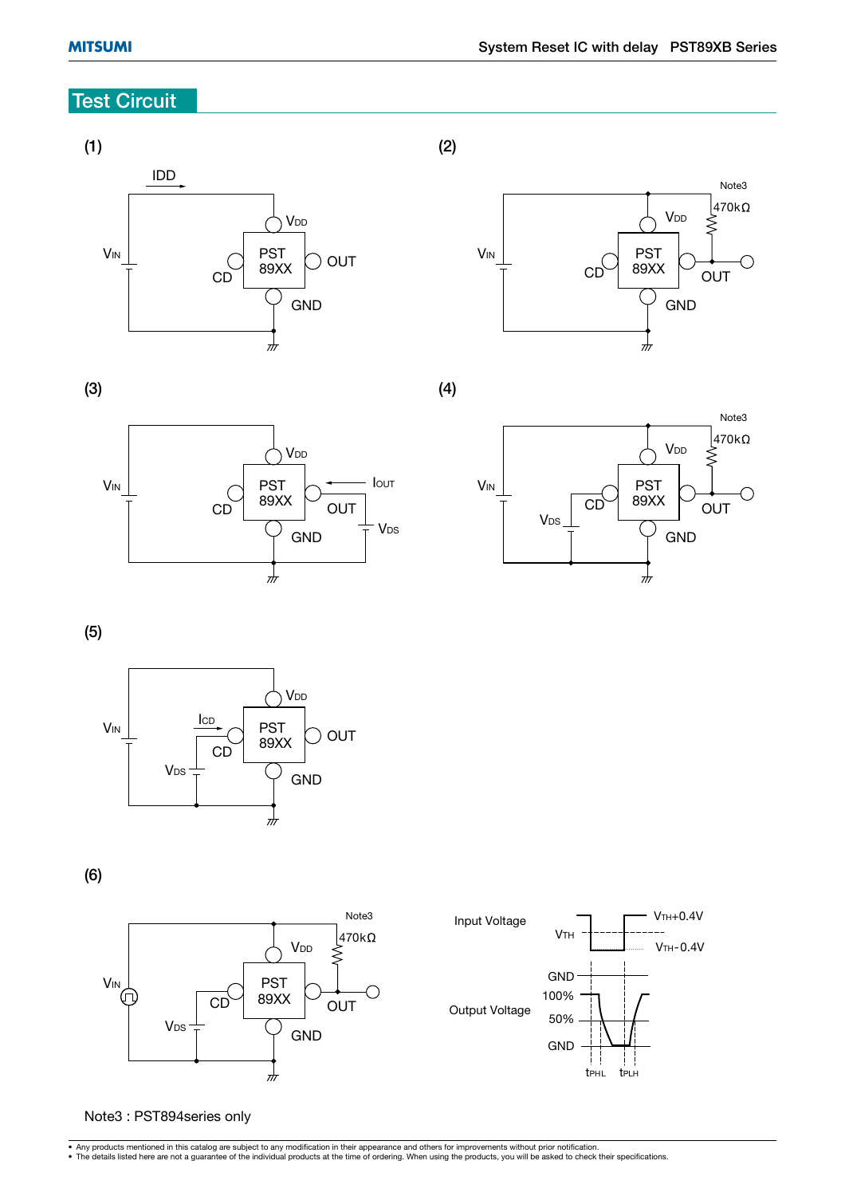## Test Circuit

(1)

IDD

$V_{IN}$ — $V_{DD}$ — PST 89XX — CD — OUT — GND

(2)

Note3

470kΩ

$V_{IN}$ — $V_{DD}$ — PST 89XX — CD — OUT — GND

(3)

$V_{IN}$ — $V_{DD}$ — PST 89XX — CD — OUT — $I_{OUT}$ — $V_{DS}$ — GND

(4)

Note3

470kΩ

$V_{IN}$ — $V_{DD}$ — PST 89XX — CD — $V_{DS}$ — OUT — GND

(5)

$V_{IN}$ — $V_{DD}$ — $I_{CD}$ — PST 89XX — CD — $V_{DS}$ — OUT — GND

(6)

Note3

470kΩ

$V_{IN}$ — $V_{DD}$ — PST 89XX — CD — $V_{DS}$ — OUT — GND

Input Voltage: $V_{TH}$, $V_{TH}$+0.4V, $V_{TH}$-0.4V, GND

Output Voltage: 100%, 50%, GND, $t_{PHL}$, $t_{PLH}$

Note3 : PST894series only

- Any products mentioned in this catalog are subject to any modification in their appearance and others for improvements without prior notification.
- The details listed here are not a guarantee of the individual products at the time of ordering. When using the products, you will be asked to check their specifications.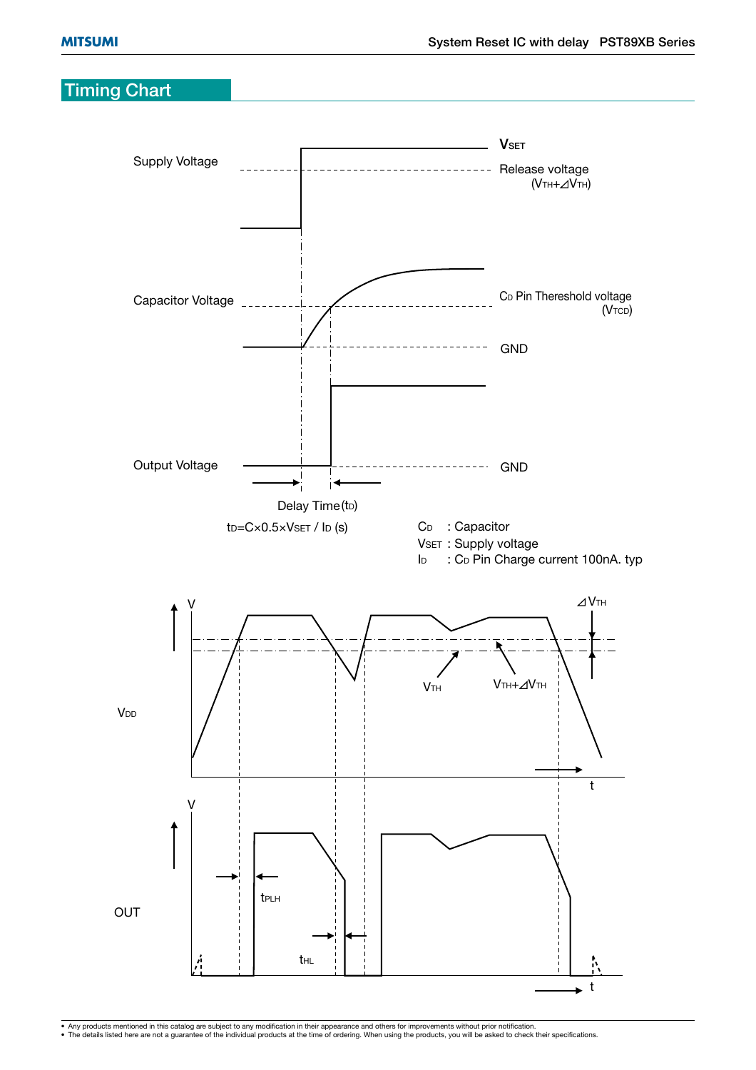## Timing Chart

Supply Voltage

$V_{SET}$

Release voltage ($V_{TH}$+⊿$V_{TH}$)

Capacitor Voltage

$C_D$ Pin Thereshold voltage ($V_{TCD}$)

GND

Output Voltage

GND

Delay Time($t_D$)

$t_D$=C×0.5×$V_{SET}$ / $I_D$ (s)

$C_D$ : Capacitor
$V_{SET}$ : Supply voltage
$I_D$ : $C_D$ Pin Charge current 100nA. typ

V

⊿$V_{TH}$

$V_{DD}$

$V_{TH}$

$V_{TH}$+⊿$V_{TH}$

t

V

OUT

$t_{PLH}$

$t_{HL}$

t

- Any products mentioned in this catalog are subject to any modification in their appearance and others for improvements without prior notification.
- The details listed here are not a guarantee of the individual products at the time of ordering. When using the products, you will be asked to check their specifications.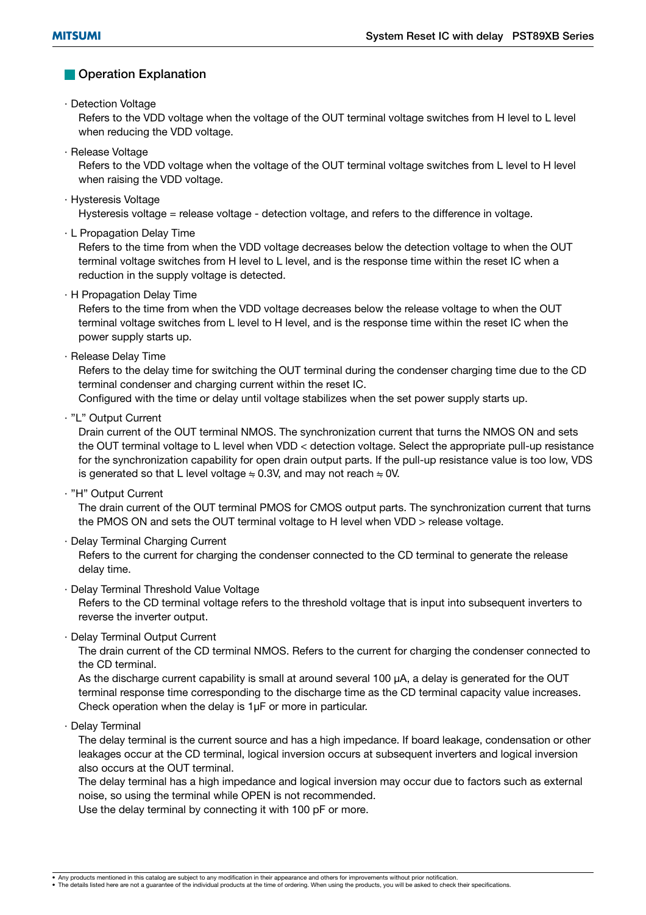## Operation Explanation

· Detection Voltage

Refers to the VDD voltage when the voltage of the OUT terminal voltage switches from H level to L level when reducing the VDD voltage.

· Release Voltage

Refers to the VDD voltage when the voltage of the OUT terminal voltage switches from L level to H level when raising the VDD voltage.

· Hysteresis Voltage

Hysteresis voltage = release voltage - detection voltage, and refers to the difference in voltage.

· L Propagation Delay Time

Refers to the time from when the VDD voltage decreases below the detection voltage to when the OUT terminal voltage switches from H level to L level, and is the response time within the reset IC when a reduction in the supply voltage is detected.

· H Propagation Delay Time

Refers to the time from when the VDD voltage decreases below the release voltage to when the OUT terminal voltage switches from L level to H level, and is the response time within the reset IC when the power supply starts up.

· Release Delay Time

Refers to the delay time for switching the OUT terminal during the condenser charging time due to the CD terminal condenser and charging current within the reset IC.
Configured with the time or delay until voltage stabilizes when the set power supply starts up.

· "L" Output Current

Drain current of the OUT terminal NMOS. The synchronization current that turns the NMOS ON and sets the OUT terminal voltage to L level when VDD < detection voltage. Select the appropriate pull-up resistance for the synchronization capability for open drain output parts. If the pull-up resistance value is too low, VDS is generated so that L level voltage ≒ 0.3V, and may not reach ≒ 0V.

· "H" Output Current

The drain current of the OUT terminal PMOS for CMOS output parts. The synchronization current that turns the PMOS ON and sets the OUT terminal voltage to H level when VDD > release voltage.

· Delay Terminal Charging Current

Refers to the current for charging the condenser connected to the CD terminal to generate the release delay time.

· Delay Terminal Threshold Value Voltage

Refers to the CD terminal voltage refers to the threshold voltage that is input into subsequent inverters to reverse the inverter output.

· Delay Terminal Output Current

The drain current of the CD terminal NMOS. Refers to the current for charging the condenser connected to the CD terminal.
As the discharge current capability is small at around several 100 μA, a delay is generated for the OUT terminal response time corresponding to the discharge time as the CD terminal capacity value increases. Check operation when the delay is 1μF or more in particular.

· Delay Terminal

The delay terminal is the current source and has a high impedance. If board leakage, condensation or other leakages occur at the CD terminal, logical inversion occurs at subsequent inverters and logical inversion also occurs at the OUT terminal.
The delay terminal has a high impedance and logical inversion may occur due to factors such as external noise, so using the terminal while OPEN is not recommended.
Use the delay terminal by connecting it with 100 pF or more.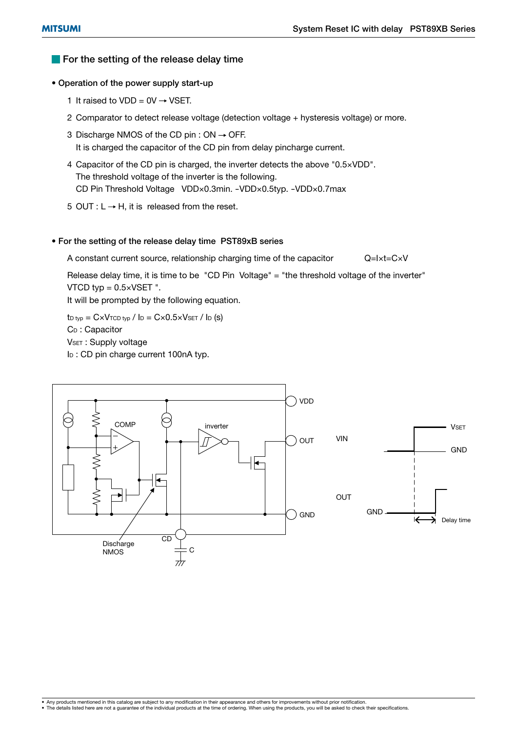## For the setting of the release delay time

- Operation of the power supply start-up

1. It raised to VDD = 0V → VSET.
2. Comparator to detect release voltage (detection voltage + hysteresis voltage) or more.
3. Discharge NMOS of the CD pin : ON → OFF.
   It is charged the capacitor of the CD pin from delay pincharge current.
4. Capacitor of the CD pin is charged, the inverter detects the above "0.5×VDD".
   The threshold voltage of the inverter is the following.
   CD Pin Threshold Voltage VDD×0.3min. -VDD×0.5typ. -VDD×0.7max
5. OUT : L → H, it is released from the reset.

- For the setting of the release delay time PST89xB series

A constant current source, relationship charging time of the capacitor $Q=I\times t=C\times V$

Release delay time, it is time to be "CD Pin Voltage" = "the threshold voltage of the inverter" VTCD typ = 0.5×VSET ".
It will be prompted by the following equation.

$t_{D\ typ} = C\times V_{TCD\ typ} / I_D = C\times 0.5\times V_{SET} / I_D$ (s)
$C_D$ : Capacitor
$V_{SET}$ : Supply voltage
$I_D$ : CD pin charge current 100nA typ.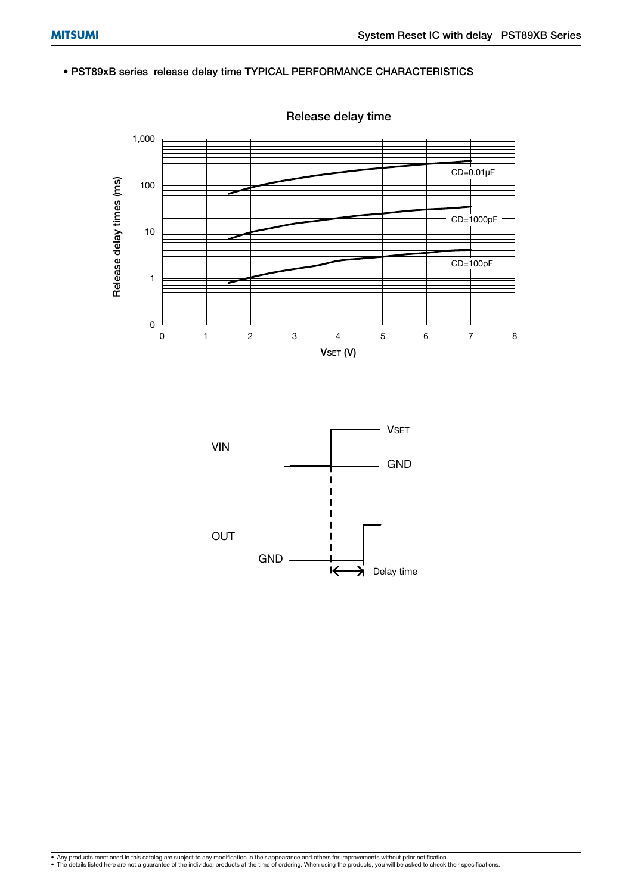- PST89xB series release delay time TYPICAL PERFORMANCE CHARACTERISTICS

Release delay time

Release delay times (ms)

1,000

100

10

1

0

0 1 2 3 4 5 6 7 8

VSET (V)

CD=0.01µF

CD=1000pF

CD=100pF

VIN

VSET

GND

OUT

GND

Delay time

- Any products mentioned in this catalog are subject to any modification in their appearance and others for improvements without prior notification.
- The details listed here are not a guarantee of the individual products at the time of ordering. When using the products, you will be asked to check their specifications.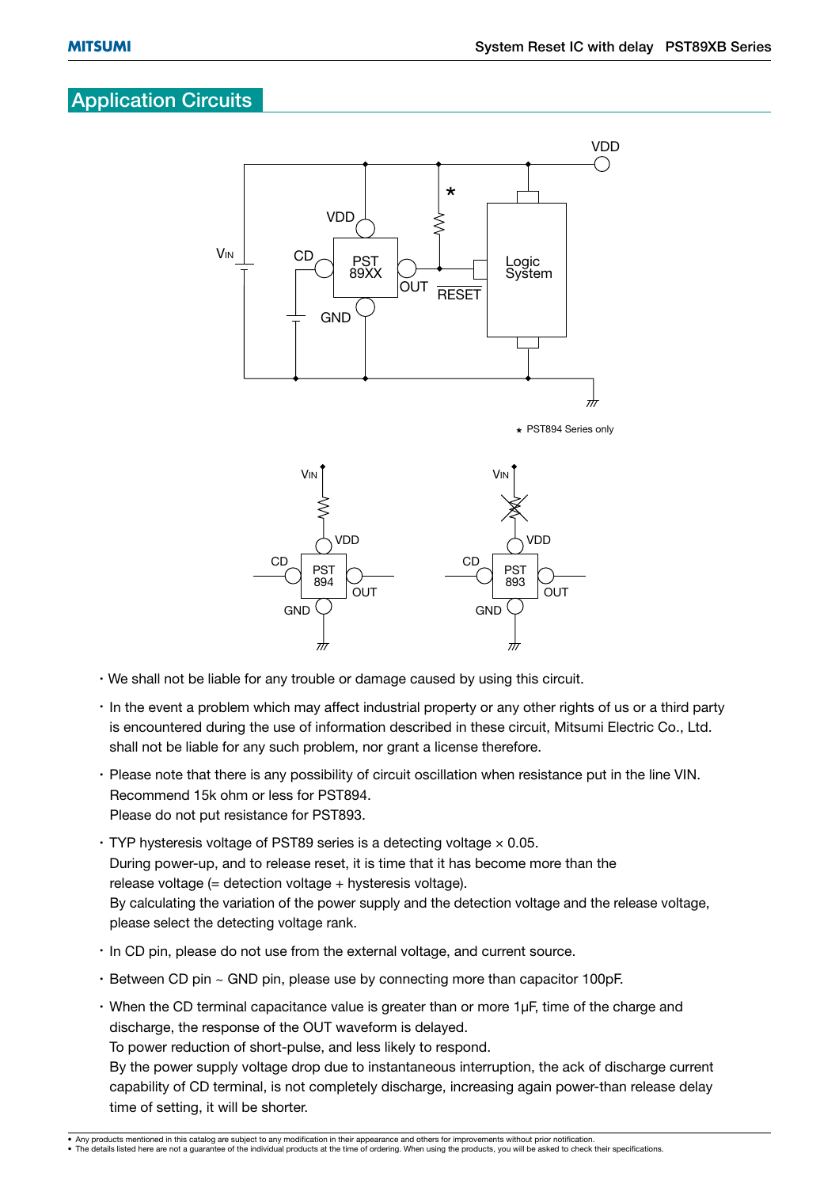## Application Circuits

★ PST894 Series only

- We shall not be liable for any trouble or damage caused by using this circuit.
- In the event a problem which may affect industrial property or any other rights of us or a third party is encountered during the use of information described in these circuit, Mitsumi Electric Co., Ltd. shall not be liable for any such problem, nor grant a license therefore.
- Please note that there is any possibility of circuit oscillation when resistance put in the line VIN.
  Recommend 15k ohm or less for PST894.
  Please do not put resistance for PST893.
- TYP hysteresis voltage of PST89 series is a detecting voltage × 0.05.
  During power-up, and to release reset, it is time that it has become more than the release voltage (= detection voltage + hysteresis voltage).
  By calculating the variation of the power supply and the detection voltage and the release voltage, please select the detecting voltage rank.
- In CD pin, please do not use from the external voltage, and current source.
- Between CD pin ~ GND pin, please use by connecting more than capacitor 100pF.
- When the CD terminal capacitance value is greater than or more 1μF, time of the charge and discharge, the response of the OUT waveform is delayed.
  To power reduction of short-pulse, and less likely to respond.
  By the power supply voltage drop due to instantaneous interruption, the ack of discharge current capability of CD terminal, is not completely discharge, increasing again power-than release delay time of setting, it will be shorter.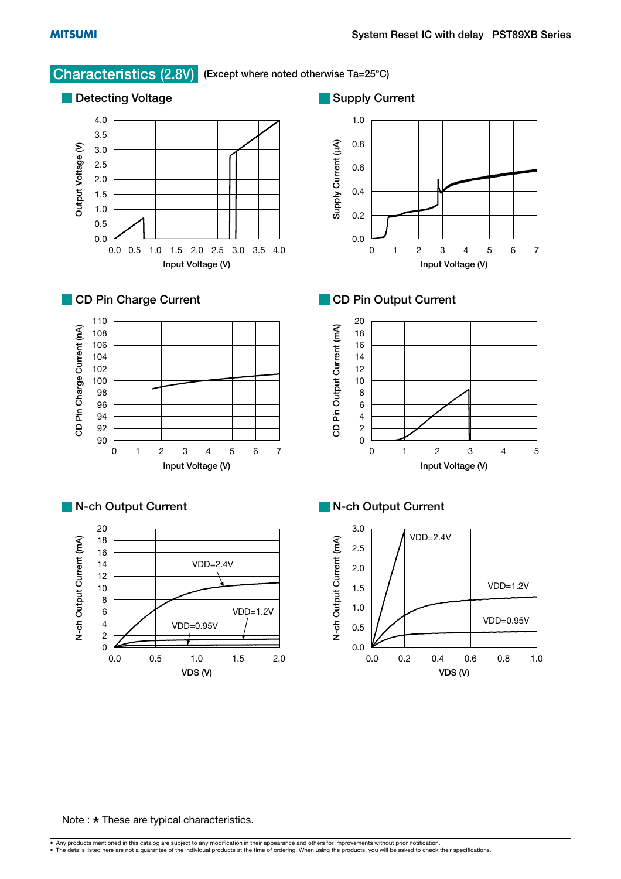## Characteristics (2.8V) (Except where noted otherwise Ta=25°C)

### Detecting Voltage

### Supply Current

### CD Pin Charge Current

### CD Pin Output Current

### N-ch Output Current

### N-ch Output Current

Note : * These are typical characteristics.

- Any products mentioned in this catalog are subject to any modification in their appearance and others for improvements without prior notification.
- The details listed here are not a guarantee of the individual products at the time of ordering. When using the products, you will be asked to check their specifications.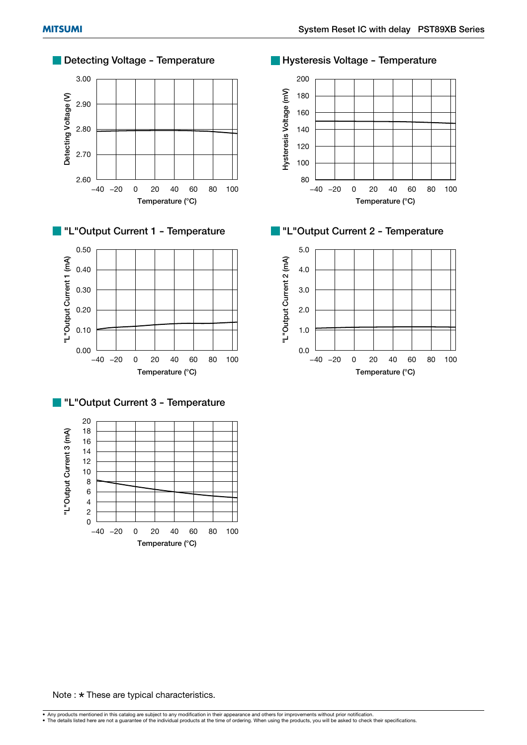## Detecting Voltage - Temperature

## Hysteresis Voltage - Temperature

## "L"Output Current 1 - Temperature

## "L"Output Current 2 - Temperature

## "L"Output Current 3 - Temperature

Note : * These are typical characteristics.

- Any products mentioned in this catalog are subject to any modification in their appearance and others for improvements without prior notification.
- The details listed here are not a guarantee of the individual products at the time of ordering. When using the products, you will be asked to check their specifications.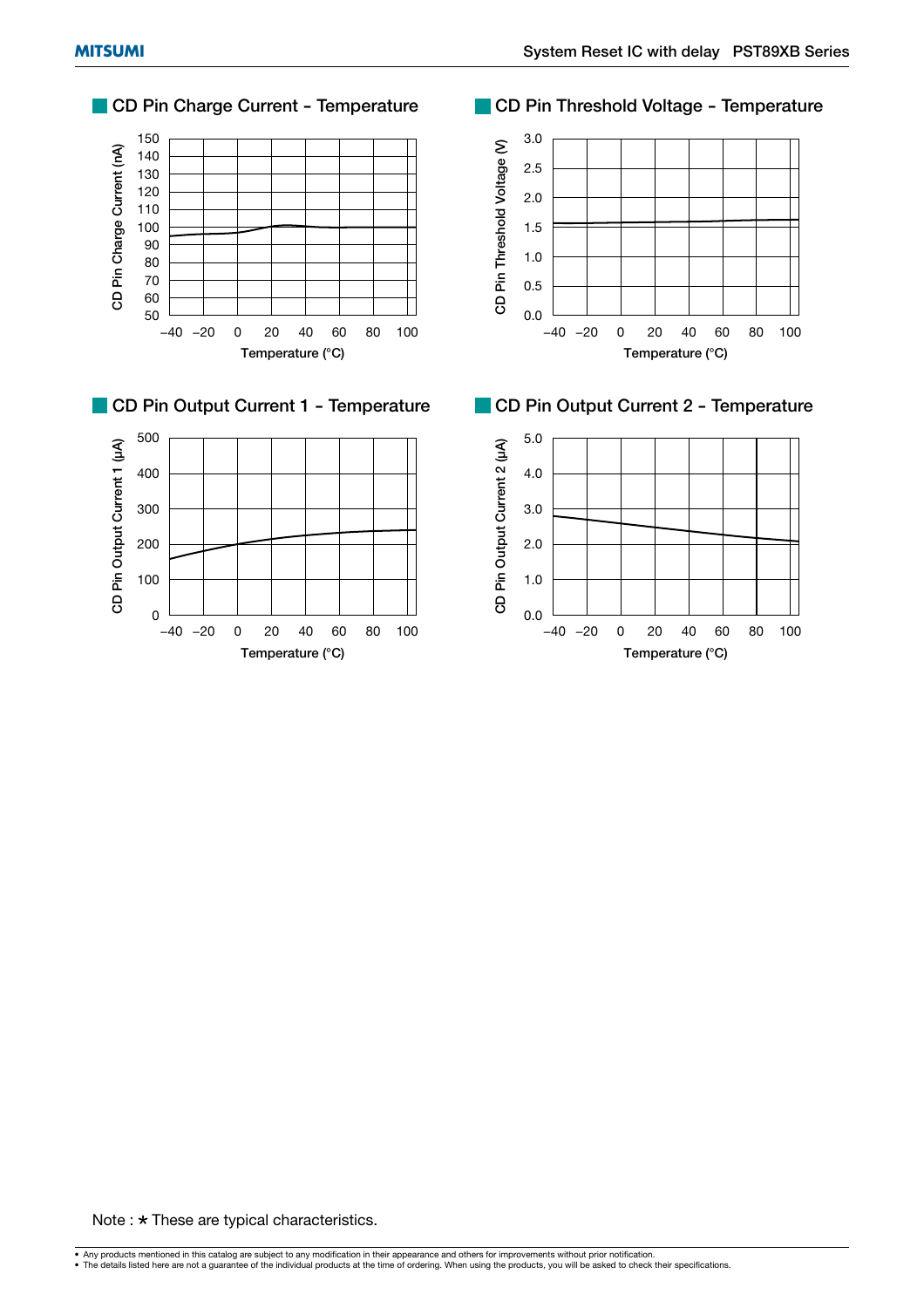## CD Pin Charge Current - Temperature

CD Pin Charge Current (nA)

150
140
130
120
110
100
90
80
70
60
50

–40 –20 0 20 40 60 80 100

Temperature (°C)

## CD Pin Threshold Voltage - Temperature

CD Pin Threshold Voltage (V)

3.0
2.5
2.0
1.5
1.0
0.5
0.0

–40 –20 0 20 40 60 80 100

Temperature (°C)

## CD Pin Output Current 1 - Temperature

CD Pin Output Current 1 (μA)

500
400
300
200
100
0

–40 –20 0 20 40 60 80 100

Temperature (°C)

## CD Pin Output Current 2 - Temperature

CD Pin Output Current 2 (μA)

5.0
4.0
3.0
2.0
1.0
0.0

–40 –20 0 20 40 60 80 100

Temperature (°C)

Note : * These are typical characteristics.

- Any products mentioned in this catalog are subject to any modification in their appearance and others for improvements without prior notification.
- The details listed here are not a guarantee of the individual products at the time of ordering. When using the products, you will be asked to check their specifications.